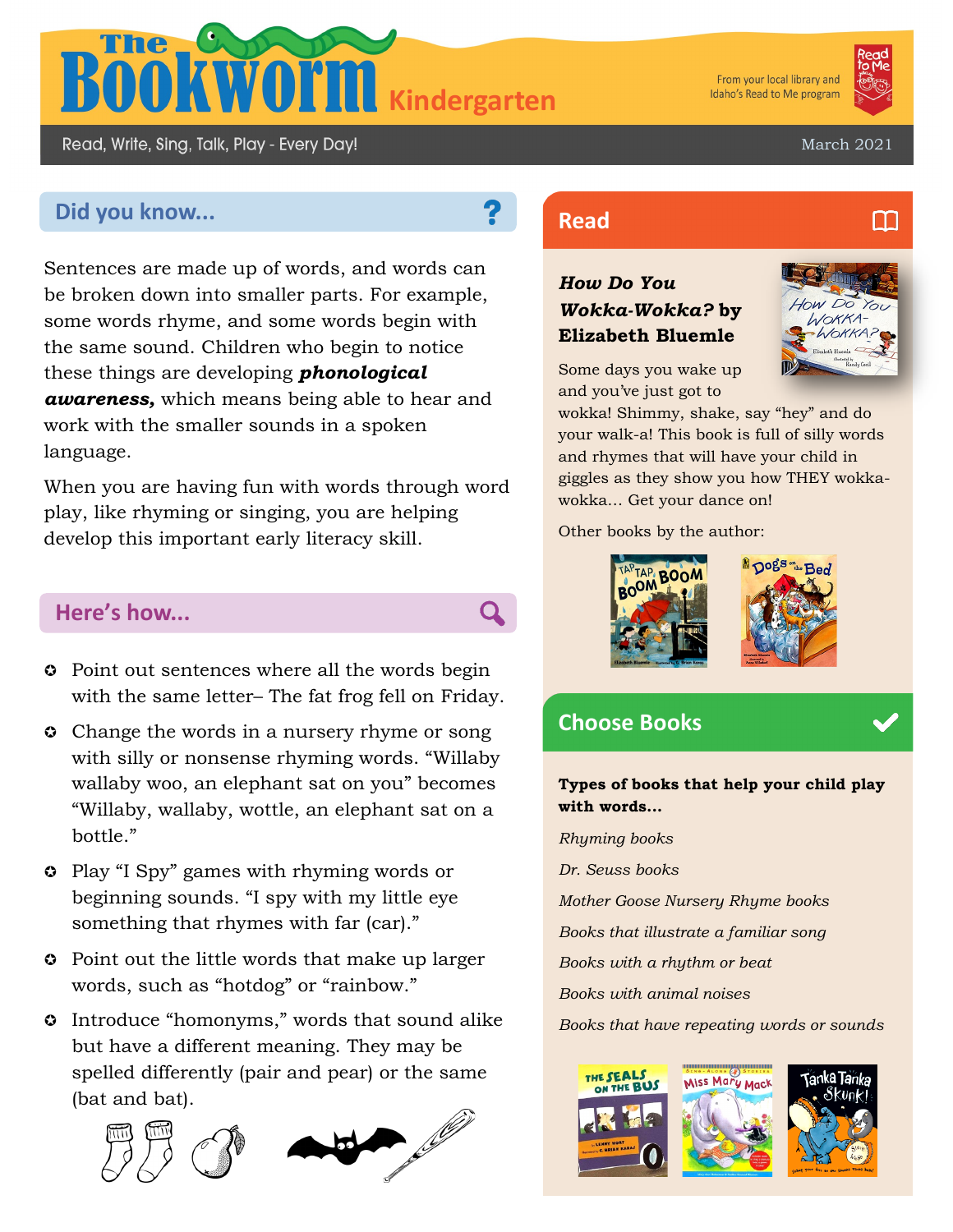# The Bookworm Kindergarten

From your local library and Idaho's Read to Me program

Read, Write, Sing, Talk, Play - Every Day!

March 2021

## Did you know...

Sentences are made up of words, and words can be broken down into smaller parts. For example, some words rhyme, and some words begin with the same sound. Children who begin to notice these things are developing ***phonological awareness,*** which means being able to hear and work with the smaller sounds in a spoken language.

When you are having fun with words through word play, like rhyming or singing, you are helping develop this important early literacy skill.

## Here's how...

- Point out sentences where all the words begin with the same letter– The fat frog fell on Friday.
- Change the words in a nursery rhyme or song with silly or nonsense rhyming words. "Willaby wallaby woo, an elephant sat on you" becomes "Willaby, wallaby, wottle, an elephant sat on a bottle."
- Play "I Spy" games with rhyming words or beginning sounds. "I spy with my little eye something that rhymes with far (car)."
- Point out the little words that make up larger words, such as "hotdog" or "rainbow."
- Introduce "homonyms," words that sound alike but have a different meaning. They may be spelled differently (pair and pear) or the same (bat and bat).

## Read

***How Do You Wokka-Wokka?* by Elizabeth Bluemle**

Some days you wake up and you've just got to wokka! Shimmy, shake, say "hey" and do your walk-a! This book is full of silly words and rhymes that will have your child in giggles as they show you how THEY wokka-wokka... Get your dance on!

Other books by the author:

## Choose Books

**Types of books that help your child play with words...**

*Rhyming books*

*Dr. Seuss books*

*Mother Goose Nursery Rhyme books*

*Books that illustrate a familiar song*

*Books with a rhythm or beat*

*Books with animal noises*

*Books that have repeating words or sounds*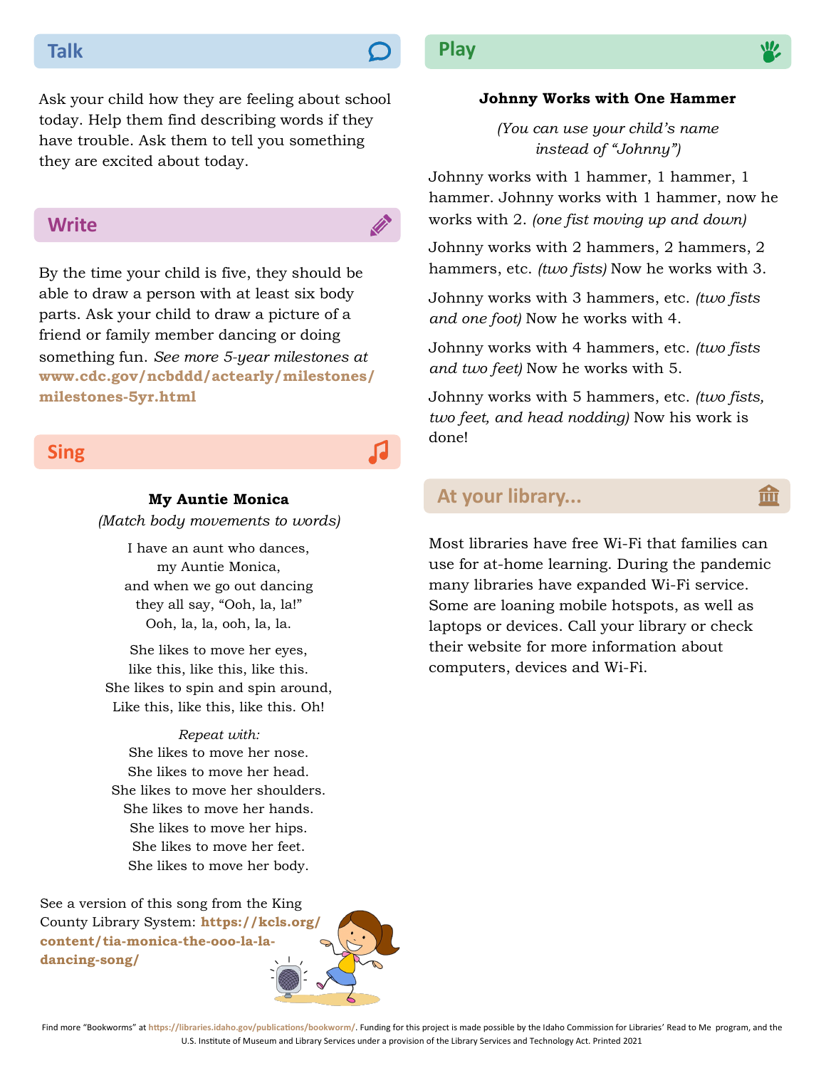## Talk

Ask your child how they are feeling about school today. Help them find describing words if they have trouble. Ask them to tell you something they are excited about today.

## Write

By the time your child is five, they should be able to draw a person with at least six body parts. Ask your child to draw a picture of a friend or family member dancing or doing something fun. *See more 5-year milestones at* **www.cdc.gov/ncbddd/actearly/milestones/milestones-5yr.html**

## Sing

**My Auntie Monica**

*(Match body movements to words)*

I have an aunt who dances,
my Auntie Monica,
and when we go out dancing
they all say, "Ooh, la, la!"
Ooh, la, la, ooh, la, la.

She likes to move her eyes,
like this, like this, like this.
She likes to spin and spin around,
Like this, like this, like this. Oh!

*Repeat with:*
She likes to move her nose.
She likes to move her head.
She likes to move her shoulders.
She likes to move her hands.
She likes to move her hips.
She likes to move her feet.
She likes to move her body.

See a version of this song from the King County Library System: **https://kcls.org/content/tia-monica-the-ooo-la-la-dancing-song/**

## Play

**Johnny Works with One Hammer**

*(You can use your child's name instead of "Johnny")*

Johnny works with 1 hammer, 1 hammer, 1 hammer. Johnny works with 1 hammer, now he works with 2. *(one fist moving up and down)*

Johnny works with 2 hammers, 2 hammers, 2 hammers, etc. *(two fists)* Now he works with 3.

Johnny works with 3 hammers, etc. *(two fists and one foot)* Now he works with 4.

Johnny works with 4 hammers, etc. *(two fists and two feet)* Now he works with 5.

Johnny works with 5 hammers, etc. *(two fists, two feet, and head nodding)* Now his work is done!

## At your library...

Most libraries have free Wi-Fi that families can use for at-home learning. During the pandemic many libraries have expanded Wi-Fi service. Some are loaning mobile hotspots, as well as laptops or devices. Call your library or check their website for more information about computers, devices and Wi-Fi.

Find more "Bookworms" at https://libraries.idaho.gov/publications/bookworm/. Funding for this project is made possible by the Idaho Commission for Libraries' Read to Me program, and the U.S. Institute of Museum and Library Services under a provision of the Library Services and Technology Act. Printed 2021